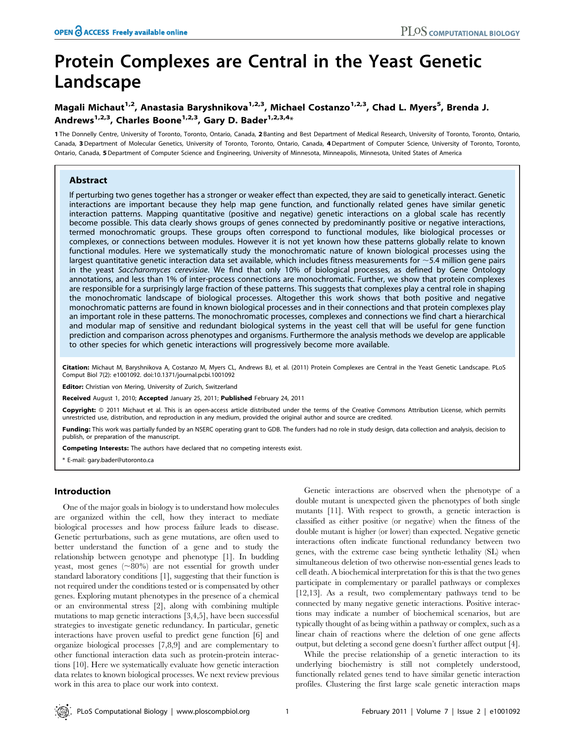# Protein Complexes are Central in the Yeast Genetic Landscape

**Magali Michaut[1,2], Anastasia Baryshnikova[1,2,3], Michael Costanzo[1,2,3], Chad L. Myers[5], Brenda J. Andrews[1,2,3], Charles Boone[1,2,3], Gary D. Bader[1,2,3,4]***

1 The Donnelly Centre, University of Toronto, Toronto, Ontario, Canada, 2 Banting and Best Department of Medical Research, University of Toronto, Toronto, Ontario, Canada, 3 Department of Molecular Genetics, University of Toronto, Toronto, Ontario, Canada, 4 Department of Computer Science, University of Toronto, Toronto, Ontario, Canada, 5 Department of Computer Science and Engineering, University of Minnesota, Minneapolis, Minnesota, United States of America

## Abstract

If perturbing two genes together has a stronger or weaker effect than expected, they are said to genetically interact. Genetic interactions are important because they help map gene function, and functionally related genes have similar genetic interaction patterns. Mapping quantitative (positive and negative) genetic interactions on a global scale has recently become possible. This data clearly shows groups of genes connected by predominantly positive or negative interactions, termed monochromatic groups. These groups often correspond to functional modules, like biological processes or complexes, or connections between modules. However it is not yet known how these patterns globally relate to known functional modules. Here we systematically study the monochromatic nature of known biological processes using the largest quantitative genetic interaction data set available, which includes fitness measurements for ~5.4 million gene pairs in the yeast *Saccharomyces cerevisiae*. We find that only 10% of biological processes, as defined by Gene Ontology annotations, and less than 1% of inter-process connections are monochromatic. Further, we show that protein complexes are responsible for a surprisingly large fraction of these patterns. This suggests that complexes play a central role in shaping the monochromatic landscape of biological processes. Altogether this work shows that both positive and negative monochromatic patterns are found in known biological processes and in their connections and that protein complexes play an important role in these patterns. The monochromatic processes, complexes and connections we find chart a hierarchical and modular map of sensitive and redundant biological systems in the yeast cell that will be useful for gene function prediction and comparison across phenotypes and organisms. Furthermore the analysis methods we develop are applicable to other species for which genetic interactions will progressively become more available.

**Citation:** Michaut M, Baryshnikova A, Costanzo M, Myers CL, Andrews BJ, et al. (2011) Protein Complexes are Central in the Yeast Genetic Landscape. PLoS Comput Biol 7(2): e1001092. doi:10.1371/journal.pcbi.1001092

**Editor:** Christian von Mering, University of Zurich, Switzerland

**Received** August 1, 2010; **Accepted** January 25, 2011; **Published** February 24, 2011

**Copyright:** © 2011 Michaut et al. This is an open-access article distributed under the terms of the Creative Commons Attribution License, which permits unrestricted use, distribution, and reproduction in any medium, provided the original author and source are credited.

**Funding:** This work was partially funded by an NSERC operating grant to GDB. The funders had no role in study design, data collection and analysis, decision to publish, or preparation of the manuscript.

**Competing Interests:** The authors have declared that no competing interests exist.

\* E-mail: gary.bader@utoronto.ca

## Introduction

One of the major goals in biology is to understand how molecules are organized within the cell, how they interact to mediate biological processes and how process failure leads to disease. Genetic perturbations, such as gene mutations, are often used to better understand the function of a gene and to study the relationship between genotype and phenotype [1]. In budding yeast, most genes (~80%) are not essential for growth under standard laboratory conditions [1], suggesting that their function is not required under the conditions tested or is compensated by other genes. Exploring mutant phenotypes in the presence of a chemical or an environmental stress [2], along with combining multiple mutations to map genetic interactions [3,4,5], have been successful strategies to investigate genetic redundancy. In particular, genetic interactions have proven useful to predict gene function [6] and organize biological processes [7,8,9] and are complementary to other functional interaction data such as protein-protein interactions [10]. Here we systematically evaluate how genetic interaction data relates to known biological processes. We next review previous work in this area to place our work into context.

Genetic interactions are observed when the phenotype of a double mutant is unexpected given the phenotypes of both single mutants [11]. With respect to growth, a genetic interaction is classified as either positive (or negative) when the fitness of the double mutant is higher (or lower) than expected. Negative genetic interactions often indicate functional redundancy between two genes, with the extreme case being synthetic lethality (SL) when simultaneous deletion of two otherwise non-essential genes leads to cell death. A biochemical interpretation for this is that the two genes participate in complementary or parallel pathways or complexes [12,13]. As a result, two complementary pathways tend to be connected by many negative genetic interactions. Positive interactions may indicate a number of biochemical scenarios, but are typically thought of as being within a pathway or complex, such as a linear chain of reactions where the deletion of one gene affects output, but deleting a second gene doesn't further affect output [4].

While the precise relationship of a genetic interaction to its underlying biochemistry is still not completely understood, functionally related genes tend to have similar genetic interaction profiles. Clustering the first large scale genetic interaction maps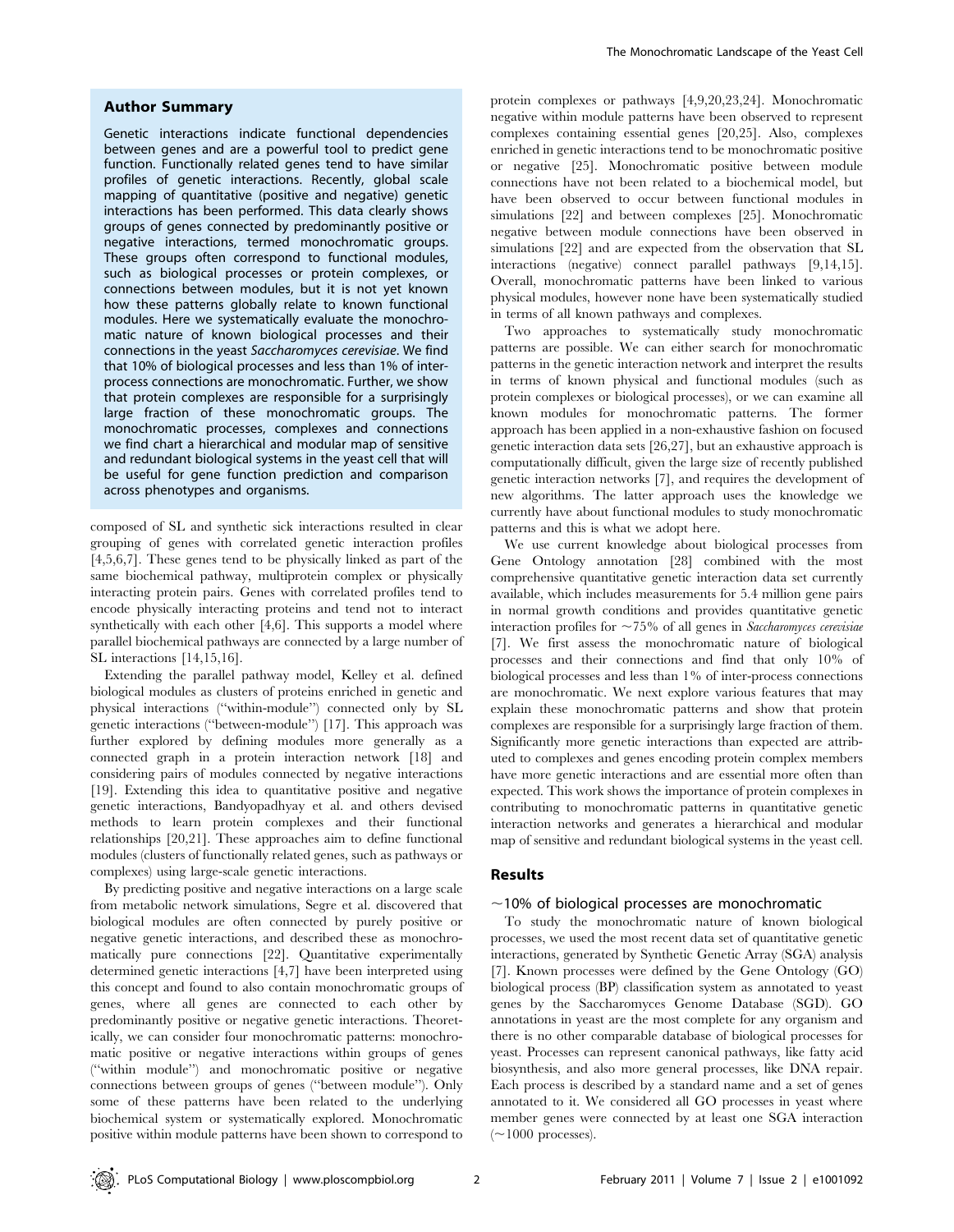## Author Summary

Genetic interactions indicate functional dependencies between genes and are a powerful tool to predict gene function. Functionally related genes tend to have similar profiles of genetic interactions. Recently, global scale mapping of quantitative (positive and negative) genetic interactions has been performed. This data clearly shows groups of genes connected by predominantly positive or negative interactions, termed monochromatic groups. These groups often correspond to functional modules, such as biological processes or protein complexes, or connections between modules, but it is not yet known how these patterns globally relate to known functional modules. Here we systematically evaluate the monochromatic nature of known biological processes and their connections in the yeast *Saccharomyces cerevisiae*. We find that 10% of biological processes and less than 1% of inter-process connections are monochromatic. Further, we show that protein complexes are responsible for a surprisingly large fraction of these monochromatic groups. The monochromatic processes, complexes and connections we find chart a hierarchical and modular map of sensitive and redundant biological systems in the yeast cell that will be useful for gene function prediction and comparison across phenotypes and organisms.

composed of SL and synthetic sick interactions resulted in clear grouping of genes with correlated genetic interaction profiles [4,5,6,7]. These genes tend to be physically linked as part of the same biochemical pathway, multiprotein complex or physically interacting protein pairs. Genes with correlated profiles tend to encode physically interacting proteins and tend not to interact synthetically with each other [4,6]. This supports a model where parallel biochemical pathways are connected by a large number of SL interactions [14,15,16].

Extending the parallel pathway model, Kelley et al. defined biological modules as clusters of proteins enriched in genetic and physical interactions ("within-module") connected only by SL genetic interactions ("between-module") [17]. This approach was further explored by defining modules more generally as a connected graph in a protein interaction network [18] and considering pairs of modules connected by negative interactions [19]. Extending this idea to quantitative positive and negative genetic interactions, Bandyopadhyay et al. and others devised methods to learn protein complexes and their functional relationships [20,21]. These approaches aim to define functional modules (clusters of functionally related genes, such as pathways or complexes) using large-scale genetic interactions.

By predicting positive and negative interactions on a large scale from metabolic network simulations, Segre et al. discovered that biological modules are often connected by purely positive or negative genetic interactions, and described these as monochromatically pure connections [22]. Quantitative experimentally determined genetic interactions [4,7] have been interpreted using this concept and found to also contain monochromatic groups of genes, where all genes are connected to each other by predominantly positive or negative genetic interactions. Theoretically, we can consider four monochromatic patterns: monochromatic positive or negative interactions within groups of genes ("within module") and monochromatic positive or negative connections between groups of genes ("between module"). Only some of these patterns have been related to the underlying biochemical system or systematically explored. Monochromatic positive within module patterns have been shown to correspond to protein complexes or pathways [4,9,20,23,24]. Monochromatic negative within module patterns have been observed to represent complexes containing essential genes [20,25]. Also, complexes enriched in genetic interactions tend to be monochromatic positive or negative [25]. Monochromatic positive between module connections have not been related to a biochemical model, but have been observed to occur between functional modules in simulations [22] and between complexes [25]. Monochromatic negative between module connections have been observed in simulations [22] and are expected from the observation that SL interactions (negative) connect parallel pathways [9,14,15]. Overall, monochromatic patterns have been linked to various physical modules, however none have been systematically studied in terms of all known pathways and complexes.

Two approaches to systematically study monochromatic patterns are possible. We can either search for monochromatic patterns in the genetic interaction network and interpret the results in terms of known physical and functional modules (such as protein complexes or biological processes), or we can examine all known modules for monochromatic patterns. The former approach has been applied in a non-exhaustive fashion on focused genetic interaction data sets [26,27], but an exhaustive approach is computationally difficult, given the large size of recently published genetic interaction networks [7], and requires the development of new algorithms. The latter approach uses the knowledge we currently have about functional modules to study monochromatic patterns and this is what we adopt here.

We use current knowledge about biological processes from Gene Ontology annotation [28] combined with the most comprehensive quantitative genetic interaction data set currently available, which includes measurements for 5.4 million gene pairs in normal growth conditions and provides quantitative genetic interaction profiles for ~75% of all genes in *Saccharomyces cerevisiae* [7]. We first assess the monochromatic nature of biological processes and their connections and find that only 10% of biological processes and less than 1% of inter-process connections are monochromatic. We next explore various features that may explain these monochromatic patterns and show that protein complexes are responsible for a surprisingly large fraction of them. Significantly more genetic interactions than expected are attributed to complexes and genes encoding protein complex members have more genetic interactions and are essential more often than expected. This work shows the importance of protein complexes in contributing to monochromatic patterns in quantitative genetic interaction networks and generates a hierarchical and modular map of sensitive and redundant biological systems in the yeast cell.

## Results

### ~10% of biological processes are monochromatic

To study the monochromatic nature of known biological processes, we used the most recent data set of quantitative genetic interactions, generated by Synthetic Genetic Array (SGA) analysis [7]. Known processes were defined by the Gene Ontology (GO) biological process (BP) classification system as annotated to yeast genes by the Saccharomyces Genome Database (SGD). GO annotations in yeast are the most complete for any organism and there is no other comparable database of biological processes for yeast. Processes can represent canonical pathways, like fatty acid biosynthesis, and also more general processes, like DNA repair. Each process is described by a standard name and a set of genes annotated to it. We considered all GO processes in yeast where member genes were connected by at least one SGA interaction (~1000 processes).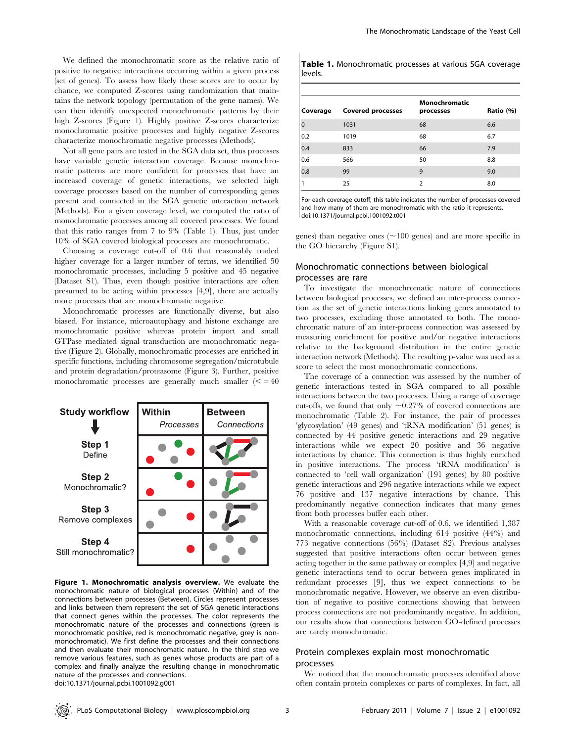We defined the monochromatic score as the relative ratio of positive to negative interactions occurring within a given process (set of genes). To assess how likely these scores are to occur by chance, we computed Z-scores using randomization that maintains the network topology (permutation of the gene names). We can then identify unexpected monochromatic patterns by their high Z-scores (Figure 1). Highly positive Z-scores characterize monochromatic positive processes and highly negative Z-scores characterize monochromatic negative processes (Methods).

Not all gene pairs are tested in the SGA data set, thus processes have variable genetic interaction coverage. Because monochromatic patterns are more confident for processes that have an increased coverage of genetic interactions, we selected high coverage processes based on the number of corresponding genes present and connected in the SGA genetic interaction network (Methods). For a given coverage level, we computed the ratio of monochromatic processes among all covered processes. We found that this ratio ranges from 7 to 9% (Table 1). Thus, just under 10% of SGA covered biological processes are monochromatic.

Choosing a coverage cut-off of 0.6 that reasonably traded higher coverage for a larger number of terms, we identified 50 monochromatic processes, including 5 positive and 45 negative (Dataset S1). Thus, even though positive interactions are often presumed to be acting within processes [4,9], there are actually more processes that are monochromatic negative.

Monochromatic processes are functionally diverse, but also biased. For instance, microautophagy and histone exchange are monochromatic positive whereas protein import and small GTPase mediated signal transduction are monochromatic negative (Figure 2). Globally, monochromatic processes are enriched in specific functions, including chromosome segregation/microtubule and protein degradation/proteasome (Figure 3). Further, positive monochromatic processes are generally much smaller (<=40 genes) than negative ones (~100 genes) and are more specific in the GO hierarchy (Figure S1).

**Table 1.** Monochromatic processes at various SGA coverage levels.

| Coverage | Covered processes | Monochromatic processes | Ratio (%) |
|---|---|---|---|
| 0 | 1031 | 68 | 6.6 |
| 0.2 | 1019 | 68 | 6.7 |
| 0.4 | 833 | 66 | 7.9 |
| 0.6 | 566 | 50 | 8.8 |
| 0.8 | 99 | 9 | 9.0 |
| 1 | 25 | 2 | 8.0 |

For each coverage cutoff, this table indicates the number of processes covered and how many of them are monochromatic with the ratio it represents.
doi:10.1371/journal.pcbi.1001092.t001

**Figure 1. Monochromatic analysis overview.** We evaluate the monochromatic nature of biological processes (Within) and of the connections between processes (Between). Circles represent processes and links between them represent the set of SGA genetic interactions that connect genes within the processes. The color represents the monochromatic nature of the processes and connections (green is monochromatic positive, red is monochromatic negative, grey is non-monochromatic). We first define the processes and their connections and then evaluate their monochromatic nature. In the third step we remove various features, such as genes whose products are part of a complex and finally analyze the resulting change in monochromatic nature of the processes and connections.
doi:10.1371/journal.pcbi.1001092.g001

## Monochromatic connections between biological processes are rare

To investigate the monochromatic nature of connections between biological processes, we defined an inter-process connection as the set of genetic interactions linking genes annotated to two processes, excluding those annotated to both. The monochromatic nature of an inter-process connection was assessed by measuring enrichment for positive and/or negative interactions relative to the background distribution in the entire genetic interaction network (Methods). The resulting p-value was used as a score to select the most monochromatic connections.

The coverage of a connection was assessed by the number of genetic interactions tested in SGA compared to all possible interactions between the two processes. Using a range of coverage cut-offs, we found that only ~0.27% of covered connections are monochromatic (Table 2). For instance, the pair of processes 'glycosylation' (49 genes) and 'tRNA modification' (51 genes) is connected by 44 positive genetic interactions and 29 negative interactions while we expect 20 positive and 36 negative interactions by chance. This connection is thus highly enriched in positive interactions. The process 'tRNA modification' is connected to 'cell wall organization' (191 genes) by 80 positive genetic interactions and 296 negative interactions while we expect 76 positive and 137 negative interactions by chance. This predominantly negative connection indicates that many genes from both processes buffer each other.

With a reasonable coverage cut-off of 0.6, we identified 1,387 monochromatic connections, including 614 positive (44%) and 773 negative connections (56%) (Dataset S2). Previous analyses suggested that positive interactions often occur between genes acting together in the same pathway or complex [4,9] and negative genetic interactions tend to occur between genes implicated in redundant processes [9], thus we expect connections to be monochromatic negative. However, we observe an even distribution of negative to positive connections showing that between process connections are not predominantly negative. In addition, our results show that connections between GO-defined processes are rarely monochromatic.

## Protein complexes explain most monochromatic processes

We noticed that the monochromatic processes identified above often contain protein complexes or parts of complexes. In fact, all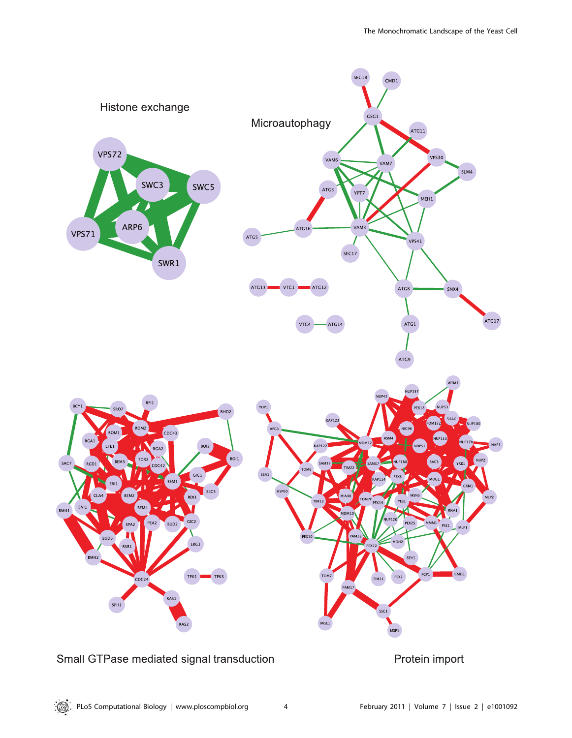Histone exchange

Microautophagy

Small GTPase mediated signal transduction

Protein import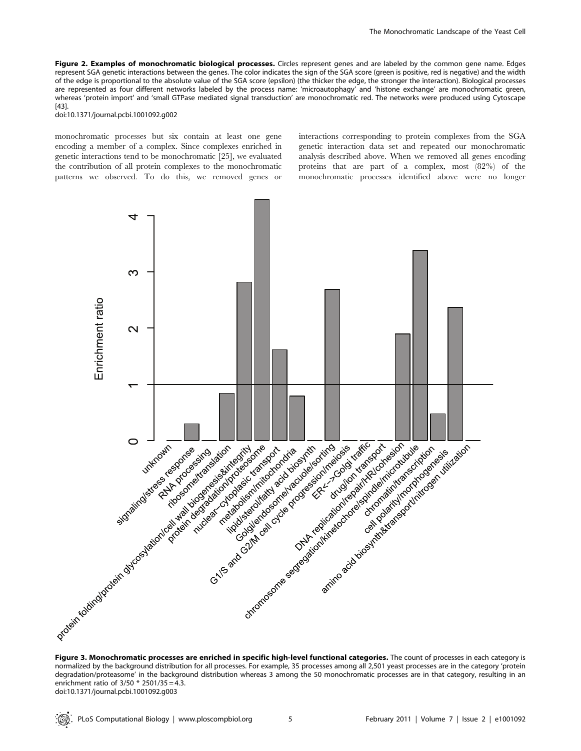**Figure 2. Examples of monochromatic biological processes.** Circles represent genes and are labeled by the common gene name. Edges represent SGA genetic interactions between the genes. The color indicates the sign of the SGA score (green is positive, red is negative) and the width of the edge is proportional to the absolute value of the SGA score (epsilon) (the thicker the edge, the stronger the interaction). Biological processes are represented as four different networks labeled by the process name: 'microautophagy' and 'histone exchange' are monochromatic green, whereas 'protein import' and 'small GTPase mediated signal transduction' are monochromatic red. The networks were produced using Cytoscape [43].
doi:10.1371/journal.pcbi.1001092.g002

monochromatic processes but six contain at least one gene encoding a member of a complex. Since complexes enriched in genetic interactions tend to be monochromatic [25], we evaluated the contribution of all protein complexes to the monochromatic patterns we observed. To do this, we removed genes or interactions corresponding to protein complexes from the SGA genetic interaction data set and repeated our monochromatic analysis described above. When we removed all genes encoding proteins that are part of a complex, most (82%) of the monochromatic processes identified above were no longer

**Figure 3. Monochromatic processes are enriched in specific high-level functional categories.** The count of processes in each category is normalized by the background distribution for all processes. For example, 35 processes among all 2,501 yeast processes are in the category 'protein degradation/proteasome' in the background distribution whereas 3 among the 50 monochromatic processes are in that category, resulting in an enrichment ratio of $3/50 * 2501/35 = 4.3$.
doi:10.1371/journal.pcbi.1001092.g003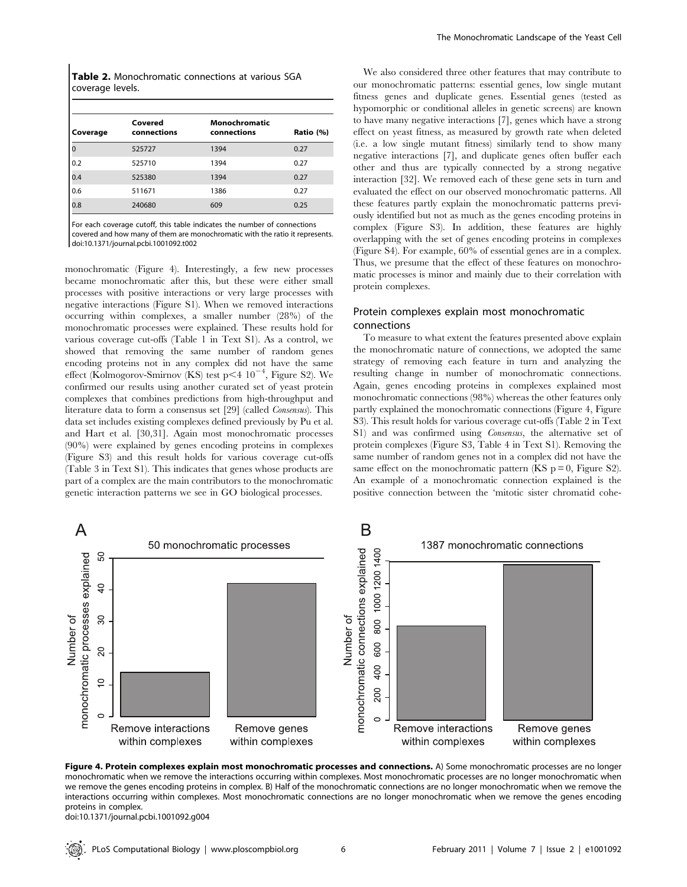**Table 2.** Monochromatic connections at various SGA coverage levels.

| Coverage | Covered connections | Monochromatic connections | Ratio (%) |
|---|---|---|---|
| 0 | 525727 | 1394 | 0.27 |
| 0.2 | 525710 | 1394 | 0.27 |
| 0.4 | 525380 | 1394 | 0.27 |
| 0.6 | 511671 | 1386 | 0.27 |
| 0.8 | 240680 | 609 | 0.25 |

For each coverage cutoff, this table indicates the number of connections covered and how many of them are monochromatic with the ratio it represents.
doi:10.1371/journal.pcbi.1001092.t002

monochromatic (Figure 4). Interestingly, a few new processes became monochromatic after this, but these were either small processes with positive interactions or very large processes with negative interactions (Figure S1). When we removed interactions occurring within complexes, a smaller number (28%) of the monochromatic processes were explained. These results hold for various coverage cut-offs (Table 1 in Text S1). As a control, we showed that removing the same number of random genes encoding proteins not in any complex did not have the same effect (Kolmogorov-Smirnov (KS) test $p < 4\ 10^{-4}$, Figure S2). We confirmed our results using another curated set of yeast protein complexes that combines predictions from high-throughput and literature data to form a consensus set [29] (called *Consensus*). This data set includes existing complexes defined previously by Pu et al. and Hart et al. [30,31]. Again most monochromatic processes (90%) were explained by genes encoding proteins in complexes (Figure S3) and this result holds for various coverage cut-offs (Table 3 in Text S1). This indicates that genes whose products are part of a complex are the main contributors to the monochromatic genetic interaction patterns we see in GO biological processes.

We also considered three other features that may contribute to our monochromatic patterns: essential genes, low single mutant fitness genes and duplicate genes. Essential genes (tested as hypomorphic or conditional alleles in genetic screens) are known to have many negative interactions [7], genes which have a strong effect on yeast fitness, as measured by growth rate when deleted (i.e. a low single mutant fitness) similarly tend to show many negative interactions [7], and duplicate genes often buffer each other and thus are typically connected by a strong negative interaction [32]. We removed each of these gene sets in turn and evaluated the effect on our observed monochromatic patterns. All these features partly explain the monochromatic patterns previously identified but not as much as the genes encoding proteins in complex (Figure S3). In addition, these features are highly overlapping with the set of genes encoding proteins in complexes (Figure S4). For example, 60% of essential genes are in a complex. Thus, we presume that the effect of these features on monochromatic processes is minor and mainly due to their correlation with protein complexes.

## Protein complexes explain most monochromatic connections

To measure to what extent the features presented above explain the monochromatic nature of connections, we adopted the same strategy of removing each feature in turn and analyzing the resulting change in number of monochromatic connections. Again, genes encoding proteins in complexes explained most monochromatic connections (98%) whereas the other features only partly explained the monochromatic connections (Figure 4, Figure S3). This result holds for various coverage cut-offs (Table 2 in Text S1) and was confirmed using *Consensus*, the alternative set of protein complexes (Figure S3, Table 4 in Text S1). Removing the same number of random genes not in a complex did not have the same effect on the monochromatic pattern (KS $p = 0$, Figure S2). An example of a monochromatic connection explained is the positive connection between the 'mitotic sister chromatid cohe-

**Figure 4. Protein complexes explain most monochromatic processes and connections.** A) Some monochromatic processes are no longer monochromatic when we remove the interactions occurring within complexes. Most monochromatic processes are no longer monochromatic when we remove the genes encoding proteins in complex. B) Half of the monochromatic connections are no longer monochromatic when we remove the interactions occurring within complexes. Most monochromatic connections are no longer monochromatic when we remove the genes encoding proteins in complex.
doi:10.1371/journal.pcbi.1001092.g004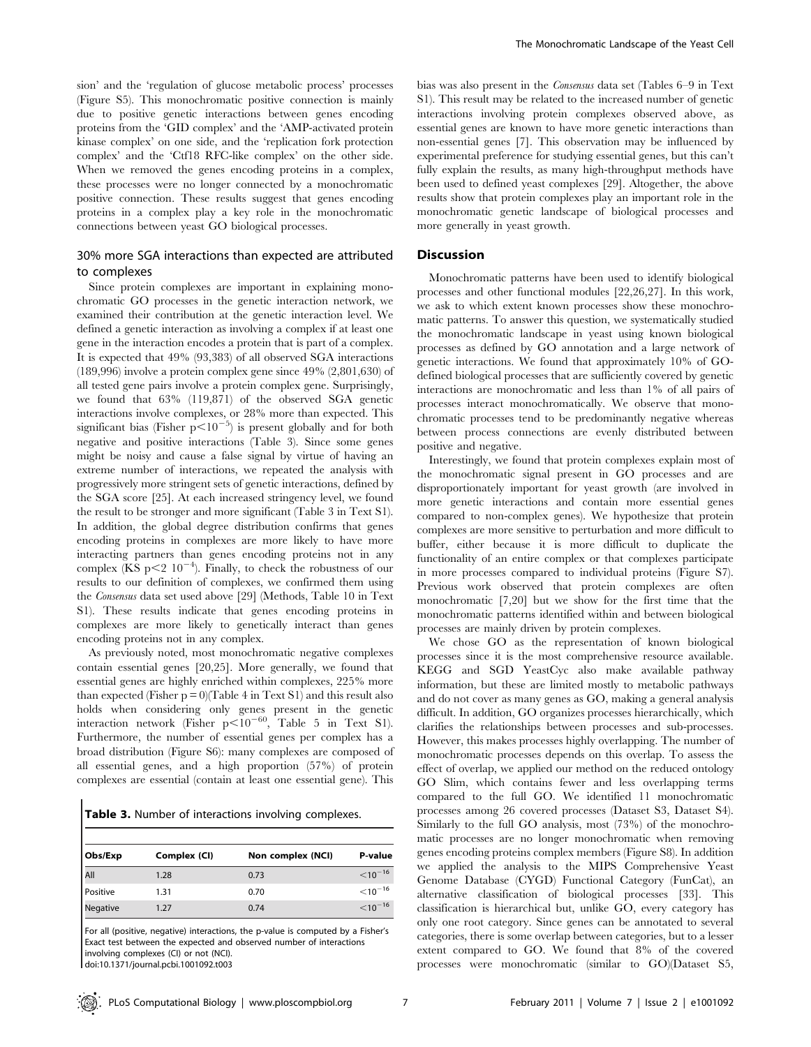sion' and the 'regulation of glucose metabolic process' processes (Figure S5). This monochromatic positive connection is mainly due to positive genetic interactions between genes encoding proteins from the 'GID complex' and the 'AMP-activated protein kinase complex' on one side, and the 'replication fork protection complex' and the 'Ctf18 RFC-like complex' on the other side. When we removed the genes encoding proteins in a complex, these processes were no longer connected by a monochromatic positive connection. These results suggest that genes encoding proteins in a complex play a key role in the monochromatic connections between yeast GO biological processes.

## 30% more SGA interactions than expected are attributed to complexes

Since protein complexes are important in explaining monochromatic GO processes in the genetic interaction network, we examined their contribution at the genetic interaction level. We defined a genetic interaction as involving a complex if at least one gene in the interaction encodes a protein that is part of a complex. It is expected that 49% (93,383) of all observed SGA interactions (189,996) involve a protein complex gene since 49% (2,801,630) of all tested gene pairs involve a protein complex gene. Surprisingly, we found that 63% (119,871) of the observed SGA genetic interactions involve complexes, or 28% more than expected. This significant bias (Fisher $p<10^{-5}$) is present globally and for both negative and positive interactions (Table 3). Since some genes might be noisy and cause a false signal by virtue of having an extreme number of interactions, we repeated the analysis with progressively more stringent sets of genetic interactions, defined by the SGA score [25]. At each increased stringency level, we found the result to be stronger and more significant (Table 3 in Text S1). In addition, the global degree distribution confirms that genes encoding proteins in complexes are more likely to have more interacting partners than genes encoding proteins not in any complex (KS $p<2\ 10^{-4}$). Finally, to check the robustness of our results to our definition of complexes, we confirmed them using the *Consensus* data set used above [29] (Methods, Table 10 in Text S1). These results indicate that genes encoding proteins in complexes are more likely to genetically interact than genes encoding proteins not in any complex.

As previously noted, most monochromatic negative complexes contain essential genes [20,25]. More generally, we found that essential genes are highly enriched within complexes, 225% more than expected (Fisher $p=0$)(Table 4 in Text S1) and this result also holds when considering only genes present in the genetic interaction network (Fisher $p<10^{-60}$, Table 5 in Text S1). Furthermore, the number of essential genes per complex has a broad distribution (Figure S6): many complexes are composed of all essential genes, and a high proportion (57%) of protein complexes are essential (contain at least one essential gene). This

**Table 3.** Number of interactions involving complexes.

| Obs/Exp | Complex (CI) | Non complex (NCI) | P-value |
|---|---|---|---|
| All | 1.28 | 0.73 | $<10^{-16}$ |
| Positive | 1.31 | 0.70 | $<10^{-16}$ |
| Negative | 1.27 | 0.74 | $<10^{-16}$ |

For all (positive, negative) interactions, the p-value is computed by a Fisher's Exact test between the expected and observed number of interactions involving complexes (CI) or not (NCI).
doi:10.1371/journal.pcbi.1001092.t003

bias was also present in the *Consensus* data set (Tables 6–9 in Text S1). This result may be related to the increased number of genetic interactions involving protein complexes observed above, as essential genes are known to have more genetic interactions than non-essential genes [7]. This observation may be influenced by experimental preference for studying essential genes, but this can't fully explain the results, as many high-throughput methods have been used to defined yeast complexes [29]. Altogether, the above results show that protein complexes play an important role in the monochromatic genetic landscape of biological processes and more generally in yeast growth.

## Discussion

Monochromatic patterns have been used to identify biological processes and other functional modules [22,26,27]. In this work, we ask to which extent known processes show these monochromatic patterns. To answer this question, we systematically studied the monochromatic landscape in yeast using known biological processes as defined by GO annotation and a large network of genetic interactions. We found that approximately 10% of GO-defined biological processes that are sufficiently covered by genetic interactions are monochromatic and less than 1% of all pairs of processes interact monochromatically. We observe that monochromatic processes tend to be predominantly negative whereas between process connections are evenly distributed between positive and negative.

Interestingly, we found that protein complexes explain most of the monochromatic signal present in GO processes and are disproportionately important for yeast growth (are involved in more genetic interactions and contain more essential genes compared to non-complex genes). We hypothesize that protein complexes are more sensitive to perturbation and more difficult to buffer, either because it is more difficult to duplicate the functionality of an entire complex or that complexes participate in more processes compared to individual proteins (Figure S7). Previous work observed that protein complexes are often monochromatic [7,20] but we show for the first time that the monochromatic patterns identified within and between biological processes are mainly driven by protein complexes.

We chose GO as the representation of known biological processes since it is the most comprehensive resource available. KEGG and SGD YeastCyc also make available pathway information, but these are limited mostly to metabolic pathways and do not cover as many genes as GO, making a general analysis difficult. In addition, GO organizes processes hierarchically, which clarifies the relationships between processes and sub-processes. However, this makes processes highly overlapping. The number of monochromatic processes depends on this overlap. To assess the effect of overlap, we applied our method on the reduced ontology GO Slim, which contains fewer and less overlapping terms compared to the full GO. We identified 11 monochromatic processes among 26 covered processes (Dataset S3, Dataset S4). Similarly to the full GO analysis, most (73%) of the monochromatic processes are no longer monochromatic when removing genes encoding proteins complex members (Figure S8). In addition we applied the analysis to the MIPS Comprehensive Yeast Genome Database (CYGD) Functional Category (FunCat), an alternative classification of biological processes [33]. This classification is hierarchical but, unlike GO, every category has only one root category. Since genes can be annotated to several categories, there is some overlap between categories, but to a lesser extent compared to GO. We found that 8% of the covered processes were monochromatic (similar to GO)(Dataset S5,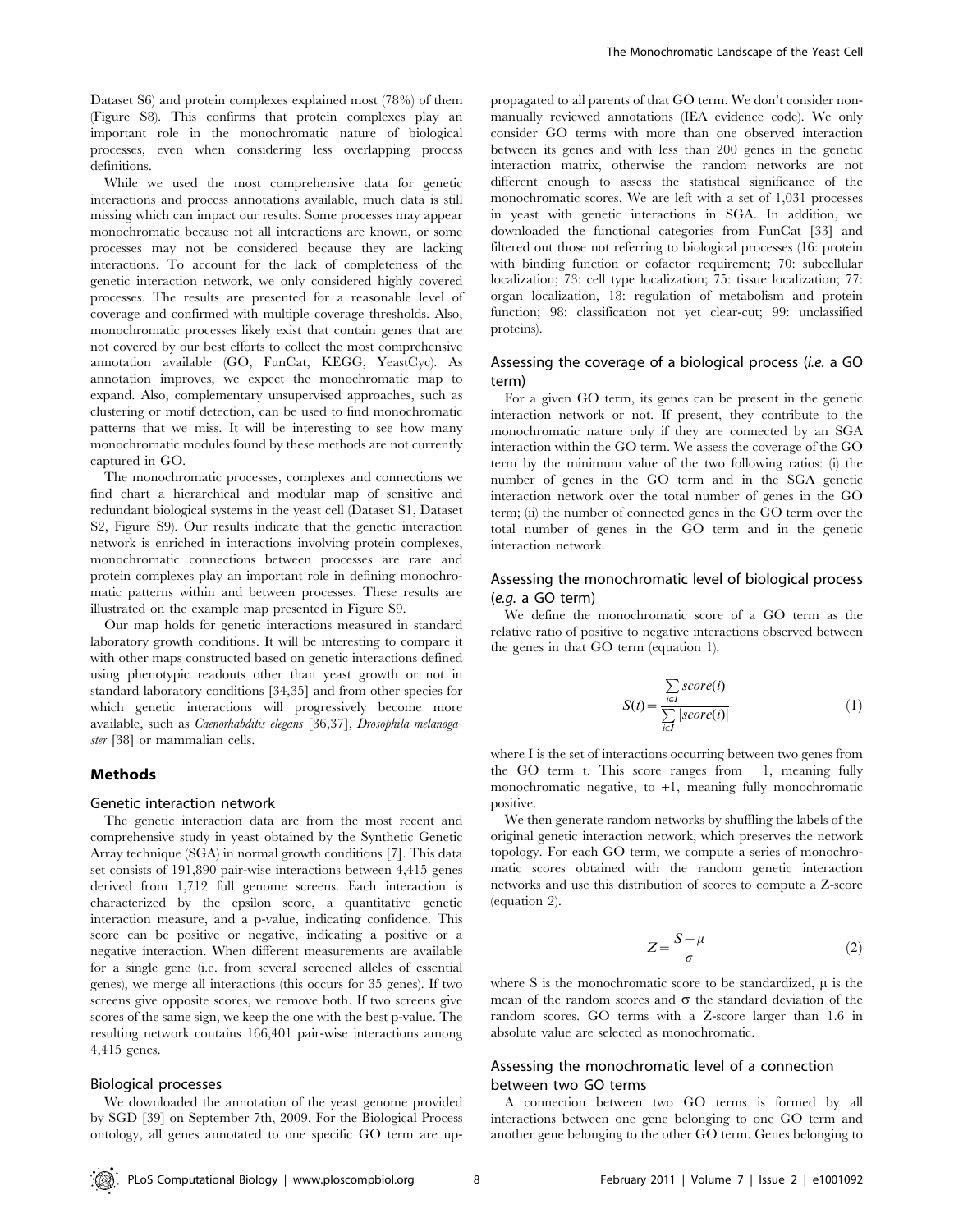Dataset S6) and protein complexes explained most (78%) of them (Figure S8). This confirms that protein complexes play an important role in the monochromatic nature of biological processes, even when considering less overlapping process definitions.

While we used the most comprehensive data for genetic interactions and process annotations available, much data is still missing which can impact our results. Some processes may appear monochromatic because not all interactions are known, or some processes may not be considered because they are lacking interactions. To account for the lack of completeness of the genetic interaction network, we only considered highly covered processes. The results are presented for a reasonable level of coverage and confirmed with multiple coverage thresholds. Also, monochromatic processes likely exist that contain genes that are not covered by our best efforts to collect the most comprehensive annotation available (GO, FunCat, KEGG, YeastCyc). As annotation improves, we expect the monochromatic map to expand. Also, complementary unsupervised approaches, such as clustering or motif detection, can be used to find monochromatic patterns that we miss. It will be interesting to see how many monochromatic modules found by these methods are not currently captured in GO.

The monochromatic processes, complexes and connections we find chart a hierarchical and modular map of sensitive and redundant biological systems in the yeast cell (Dataset S1, Dataset S2, Figure S9). Our results indicate that the genetic interaction network is enriched in interactions involving protein complexes, monochromatic connections between processes are rare and protein complexes play an important role in defining monochromatic patterns within and between processes. These results are illustrated on the example map presented in Figure S9.

Our map holds for genetic interactions measured in standard laboratory growth conditions. It will be interesting to compare it with other maps constructed based on genetic interactions defined using phenotypic readouts other than yeast growth or not in standard laboratory conditions [34,35] and from other species for which genetic interactions will progressively become more available, such as *Caenorhabditis elegans* [36,37], *Drosophila melanogaster* [38] or mammalian cells.

## Methods

### Genetic interaction network

The genetic interaction data are from the most recent and comprehensive study in yeast obtained by the Synthetic Genetic Array technique (SGA) in normal growth conditions [7]. This data set consists of 191,890 pair-wise interactions between 4,415 genes derived from 1,712 full genome screens. Each interaction is characterized by the epsilon score, a quantitative genetic interaction measure, and a p-value, indicating confidence. This score can be positive or negative, indicating a positive or a negative interaction. When different measurements are available for a single gene (i.e. from several screened alleles of essential genes), we merge all interactions (this occurs for 35 genes). If two screens give opposite scores, we remove both. If two screens give scores of the same sign, we keep the one with the best p-value. The resulting network contains 166,401 pair-wise interactions among 4,415 genes.

### Biological processes

We downloaded the annotation of the yeast genome provided by SGD [39] on September 7th, 2009. For the Biological Process ontology, all genes annotated to one specific GO term are up-propagated to all parents of that GO term. We don't consider non-manually reviewed annotations (IEA evidence code). We only consider GO terms with more than one observed interaction between its genes and with less than 200 genes in the genetic interaction matrix, otherwise the random networks are not different enough to assess the statistical significance of the monochromatic scores. We are left with a set of 1,031 processes in yeast with genetic interactions in SGA. In addition, we downloaded the functional categories from FunCat [33] and filtered out those not referring to biological processes (16: protein with binding function or cofactor requirement; 70: subcellular localization; 73: cell type localization; 75: tissue localization; 77: organ localization, 18: regulation of metabolism and protein function; 98: classification not yet clear-cut; 99: unclassified proteins).

### Assessing the coverage of a biological process (*i.e.* a GO term)

For a given GO term, its genes can be present in the genetic interaction network or not. If present, they contribute to the monochromatic nature only if they are connected by an SGA interaction within the GO term. We assess the coverage of the GO term by the minimum value of the two following ratios: (i) the number of genes in the GO term and in the SGA genetic interaction network over the total number of genes in the GO term; (ii) the number of connected genes in the GO term over the total number of genes in the GO term and in the genetic interaction network.

### Assessing the monochromatic level of biological process (*e.g.* a GO term)

We define the monochromatic score of a GO term as the relative ratio of positive to negative interactions observed between the genes in that GO term (equation 1).

$$S(t)=\frac{\sum_{i\in I} score(i)}{\sum_{i\in I} |score(i)|} \quad (1)$$

where I is the set of interactions occurring between two genes from the GO term t. This score ranges from −1, meaning fully monochromatic negative, to +1, meaning fully monochromatic positive.

We then generate random networks by shuffling the labels of the original genetic interaction network, which preserves the network topology. For each GO term, we compute a series of monochromatic scores obtained with the random genetic interaction networks and use this distribution of scores to compute a Z-score (equation 2).

$$Z=\frac{S-\mu}{\sigma} \quad (2)$$

where S is the monochromatic score to be standardized, $\mu$ is the mean of the random scores and $\sigma$ the standard deviation of the random scores. GO terms with a Z-score larger than 1.6 in absolute value are selected as monochromatic.

### Assessing the monochromatic level of a connection between two GO terms

A connection between two GO terms is formed by all interactions between one gene belonging to one GO term and another gene belonging to the other GO term. Genes belonging to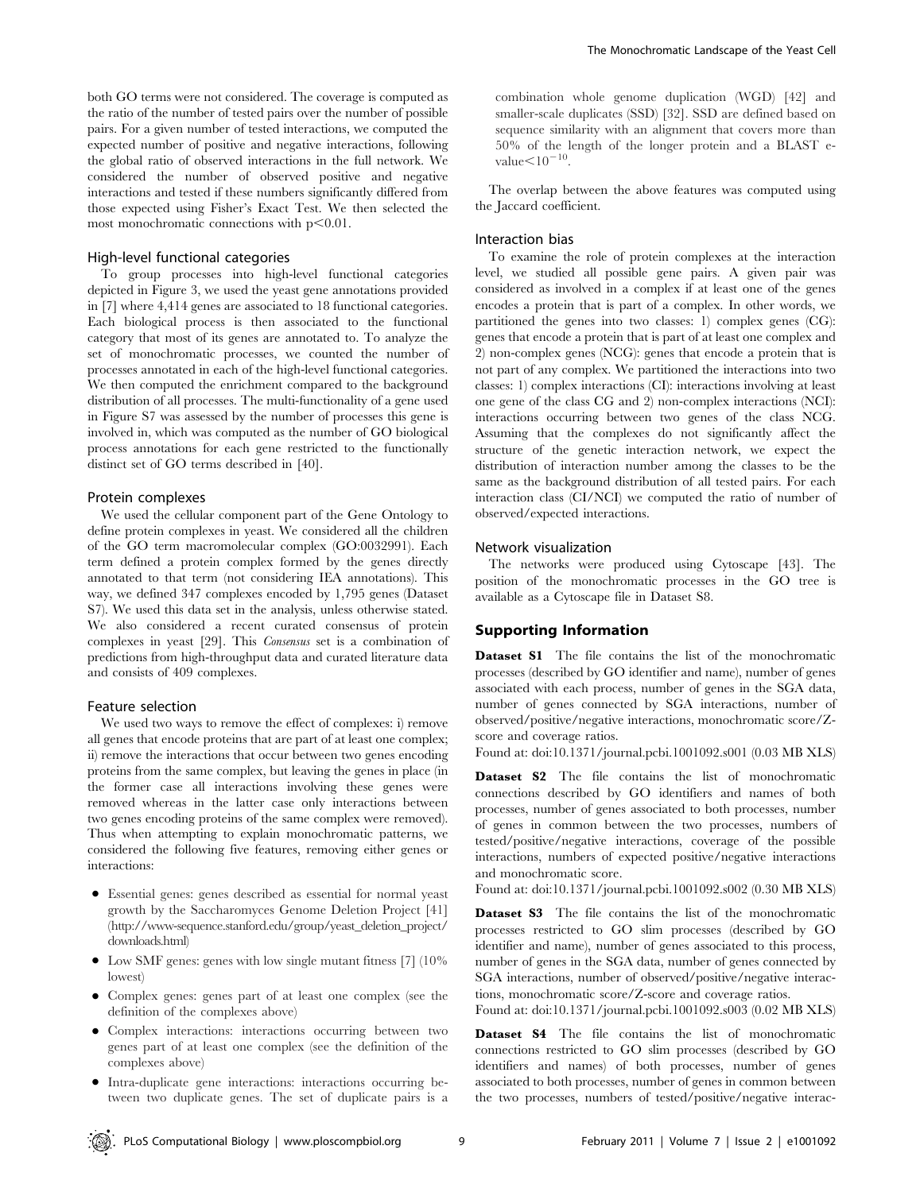both GO terms were not considered. The coverage is computed as the ratio of the number of tested pairs over the number of possible pairs. For a given number of tested interactions, we computed the expected number of positive and negative interactions, following the global ratio of observed interactions in the full network. We considered the number of observed positive and negative interactions and tested if these numbers significantly differed from those expected using Fisher's Exact Test. We then selected the most monochromatic connections with $p<0.01$.

### High-level functional categories

To group processes into high-level functional categories depicted in Figure 3, we used the yeast gene annotations provided in [7] where 4,414 genes are associated to 18 functional categories. Each biological process is then associated to the functional category that most of its genes are annotated to. To analyze the set of monochromatic processes, we counted the number of processes annotated in each of the high-level functional categories. We then computed the enrichment compared to the background distribution of all processes. The multi-functionality of a gene used in Figure S7 was assessed by the number of processes this gene is involved in, which was computed as the number of GO biological process annotations for each gene restricted to the functionally distinct set of GO terms described in [40].

### Protein complexes

We used the cellular component part of the Gene Ontology to define protein complexes in yeast. We considered all the children of the GO term macromolecular complex (GO:0032991). Each term defined a protein complex formed by the genes directly annotated to that term (not considering IEA annotations). This way, we defined 347 complexes encoded by 1,795 genes (Dataset S7). We used this data set in the analysis, unless otherwise stated. We also considered a recent curated consensus of protein complexes in yeast [29]. This *Consensus* set is a combination of predictions from high-throughput data and curated literature data and consists of 409 complexes.

### Feature selection

We used two ways to remove the effect of complexes: i) remove all genes that encode proteins that are part of at least one complex; ii) remove the interactions that occur between two genes encoding proteins from the same complex, but leaving the genes in place (in the former case all interactions involving these genes were removed whereas in the latter case only interactions between two genes encoding proteins of the same complex were removed). Thus when attempting to explain monochromatic patterns, we considered the following five features, removing either genes or interactions:

- Essential genes: genes described as essential for normal yeast growth by the Saccharomyces Genome Deletion Project [41] (http://www-sequence.stanford.edu/group/yeast_deletion_project/downloads.html)
- Low SMF genes: genes with low single mutant fitness [7] (10% lowest)
- Complex genes: genes part of at least one complex (see the definition of the complexes above)
- Complex interactions: interactions occurring between two genes part of at least one complex (see the definition of the complexes above)
- Intra-duplicate gene interactions: interactions occurring between two duplicate genes. The set of duplicate pairs is a combination whole genome duplication (WGD) [42] and smaller-scale duplicates (SSD) [32]. SSD are defined based on sequence similarity with an alignment that covers more than 50% of the length of the longer protein and a BLAST e-value$<10^{-10}$.

The overlap between the above features was computed using the Jaccard coefficient.

### Interaction bias

To examine the role of protein complexes at the interaction level, we studied all possible gene pairs. A given pair was considered as involved in a complex if at least one of the genes encodes a protein that is part of a complex. In other words, we partitioned the genes into two classes: 1) complex genes (CG): genes that encode a protein that is part of at least one complex and 2) non-complex genes (NCG): genes that encode a protein that is not part of any complex. We partitioned the interactions into two classes: 1) complex interactions (CI): interactions involving at least one gene of the class CG and 2) non-complex interactions (NCI): interactions occurring between two genes of the class NCG. Assuming that the complexes do not significantly affect the structure of the genetic interaction network, we expect the distribution of interaction number among the classes to be the same as the background distribution of all tested pairs. For each interaction class (CI/NCI) we computed the ratio of number of observed/expected interactions.

### Network visualization

The networks were produced using Cytoscape [43]. The position of the monochromatic processes in the GO tree is available as a Cytoscape file in Dataset S8.

## Supporting Information

**Dataset S1** The file contains the list of the monochromatic processes (described by GO identifier and name), number of genes associated with each process, number of genes in the SGA data, number of genes connected by SGA interactions, number of observed/positive/negative interactions, monochromatic score/Z-score and coverage ratios.
Found at: doi:10.1371/journal.pcbi.1001092.s001 (0.03 MB XLS)

**Dataset S2** The file contains the list of monochromatic connections described by GO identifiers and names of both processes, number of genes associated to both processes, number of genes in common between the two processes, numbers of tested/positive/negative interactions, coverage of the possible interactions, numbers of expected positive/negative interactions and monochromatic score.
Found at: doi:10.1371/journal.pcbi.1001092.s002 (0.30 MB XLS)

**Dataset S3** The file contains the list of the monochromatic processes restricted to GO slim processes (described by GO identifier and name), number of genes associated to this process, number of genes in the SGA data, number of genes connected by SGA interactions, number of observed/positive/negative interactions, monochromatic score/Z-score and coverage ratios.
Found at: doi:10.1371/journal.pcbi.1001092.s003 (0.02 MB XLS)

**Dataset S4** The file contains the list of monochromatic connections restricted to GO slim processes (described by GO identifiers and names) of both processes, number of genes associated to both processes, number of genes in common between the two processes, numbers of tested/positive/negative interac-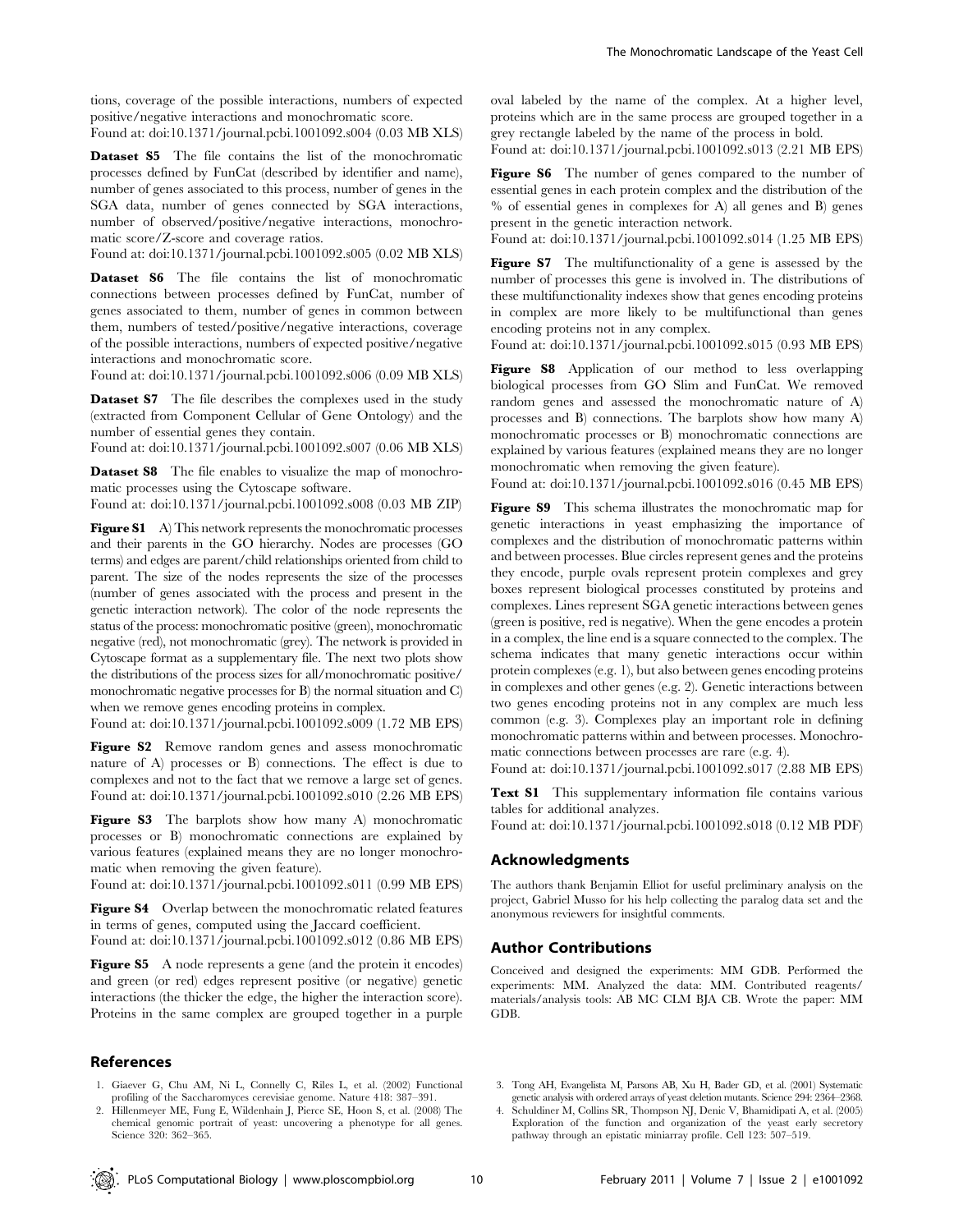tions, coverage of the possible interactions, numbers of expected positive/negative interactions and monochromatic score.
Found at: doi:10.1371/journal.pcbi.1001092.s004 (0.03 MB XLS)

**Dataset S5** The file contains the list of the monochromatic processes defined by FunCat (described by identifier and name), number of genes associated to this process, number of genes in the SGA data, number of genes connected by SGA interactions, number of observed/positive/negative interactions, monochromatic score/Z-score and coverage ratios.
Found at: doi:10.1371/journal.pcbi.1001092.s005 (0.02 MB XLS)

**Dataset S6** The file contains the list of monochromatic connections between processes defined by FunCat, number of genes associated to them, number of genes in common between them, numbers of tested/positive/negative interactions, coverage of the possible interactions, numbers of expected positive/negative interactions and monochromatic score.
Found at: doi:10.1371/journal.pcbi.1001092.s006 (0.09 MB XLS)

**Dataset S7** The file describes the complexes used in the study (extracted from Component Cellular of Gene Ontology) and the number of essential genes they contain.
Found at: doi:10.1371/journal.pcbi.1001092.s007 (0.06 MB XLS)

**Dataset S8** The file enables to visualize the map of monochromatic processes using the Cytoscape software.
Found at: doi:10.1371/journal.pcbi.1001092.s008 (0.03 MB ZIP)

**Figure S1** A) This network represents the monochromatic processes and their parents in the GO hierarchy. Nodes are processes (GO terms) and edges are parent/child relationships oriented from child to parent. The size of the nodes represents the size of the processes (number of genes associated with the process and present in the genetic interaction network). The color of the node represents the status of the process: monochromatic positive (green), monochromatic negative (red), not monochromatic (grey). The network is provided in Cytoscape format as a supplementary file. The next two plots show the distributions of the process sizes for all/monochromatic positive/monochromatic negative processes for B) the normal situation and C) when we remove genes encoding proteins in complex.
Found at: doi:10.1371/journal.pcbi.1001092.s009 (1.72 MB EPS)

**Figure S2** Remove random genes and assess monochromatic nature of A) processes or B) connections. The effect is due to complexes and not to the fact that we remove a large set of genes.
Found at: doi:10.1371/journal.pcbi.1001092.s010 (2.26 MB EPS)

**Figure S3** The barplots show how many A) monochromatic processes or B) monochromatic connections are explained by various features (explained means they are no longer monochromatic when removing the given feature).
Found at: doi:10.1371/journal.pcbi.1001092.s011 (0.99 MB EPS)

**Figure S4** Overlap between the monochromatic related features in terms of genes, computed using the Jaccard coefficient.
Found at: doi:10.1371/journal.pcbi.1001092.s012 (0.86 MB EPS)

**Figure S5** A node represents a gene (and the protein it encodes) and green (or red) edges represent positive (or negative) genetic interactions (the thicker the edge, the higher the interaction score). Proteins in the same complex are grouped together in a purple oval labeled by the name of the complex. At a higher level, proteins which are in the same process are grouped together in a grey rectangle labeled by the name of the process in bold.
Found at: doi:10.1371/journal.pcbi.1001092.s013 (2.21 MB EPS)

**Figure S6** The number of genes compared to the number of essential genes in each protein complex and the distribution of the % of essential genes in complexes for A) all genes and B) genes present in the genetic interaction network.
Found at: doi:10.1371/journal.pcbi.1001092.s014 (1.25 MB EPS)

**Figure S7** The multifunctionality of a gene is assessed by the number of processes this gene is involved in. The distributions of these multifunctionality indexes show that genes encoding proteins in complex are more likely to be multifunctional than genes encoding proteins not in any complex.
Found at: doi:10.1371/journal.pcbi.1001092.s015 (0.93 MB EPS)

**Figure S8** Application of our method to less overlapping biological processes from GO Slim and FunCat. We removed random genes and assessed the monochromatic nature of A) processes and B) connections. The barplots show how many A) monochromatic processes or B) monochromatic connections are explained by various features (explained means they are no longer monochromatic when removing the given feature).
Found at: doi:10.1371/journal.pcbi.1001092.s016 (0.45 MB EPS)

**Figure S9** This schema illustrates the monochromatic map for genetic interactions in yeast emphasizing the importance of complexes and the distribution of monochromatic patterns within and between processes. Blue circles represent genes and the proteins they encode, purple ovals represent protein complexes and grey boxes represent biological processes constituted by proteins and complexes. Lines represent SGA genetic interactions between genes (green is positive, red is negative). When the gene encodes a protein in a complex, the line end is a square connected to the complex. The schema indicates that many genetic interactions occur within protein complexes (e.g. 1), but also between genes encoding proteins in complexes and other genes (e.g. 2). Genetic interactions between two genes encoding proteins not in any complex are much less common (e.g. 3). Complexes play an important role in defining monochromatic patterns within and between processes. Monochromatic connections between processes are rare (e.g. 4).
Found at: doi:10.1371/journal.pcbi.1001092.s017 (2.88 MB EPS)

**Text S1** This supplementary information file contains various tables for additional analyzes.
Found at: doi:10.1371/journal.pcbi.1001092.s018 (0.12 MB PDF)

## Acknowledgments

The authors thank Benjamin Elliot for useful preliminary analysis on the project, Gabriel Musso for his help collecting the paralog data set and the anonymous reviewers for insightful comments.

## Author Contributions

Conceived and designed the experiments: MM GDB. Performed the experiments: MM. Analyzed the data: MM. Contributed reagents/materials/analysis tools: AB MC CLM BJA CB. Wrote the paper: MM GDB.

## References

1. Giaever G, Chu AM, Ni L, Connelly C, Riles L, et al. (2002) Functional profiling of the Saccharomyces cerevisiae genome. Nature 418: 387–391.
2. Hillenmeyer ME, Fung E, Wildenhain J, Pierce SE, Hoon S, et al. (2008) The chemical genomic portrait of yeast: uncovering a phenotype for all genes. Science 320: 362–365.
3. Tong AH, Evangelista M, Parsons AB, Xu H, Bader GD, et al. (2001) Systematic genetic analysis with ordered arrays of yeast deletion mutants. Science 294: 2364–2368.
4. Schuldiner M, Collins SR, Thompson NJ, Denic V, Bhamidipati A, et al. (2005) Exploration of the function and organization of the yeast early secretory pathway through an epistatic miniarray profile. Cell 123: 507–519.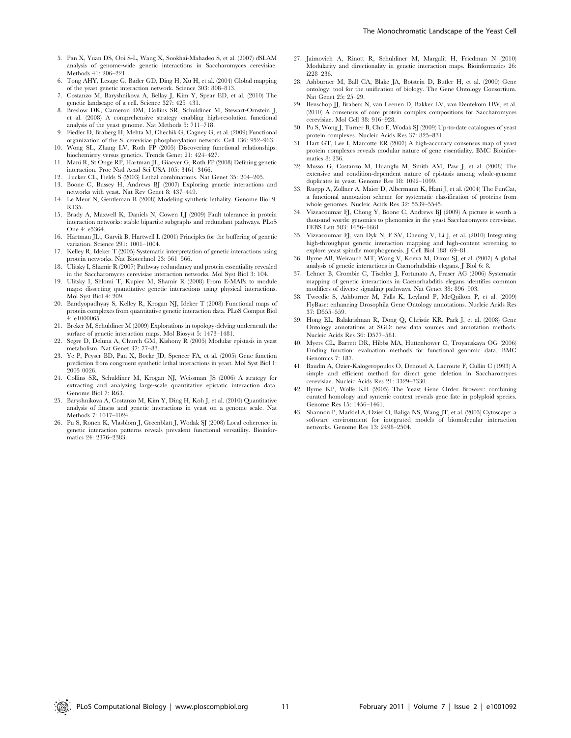5. Pan X, Yuan DS, Ooi S-L, Wang X, Sookhai-Mahadeo S, et al. (2007) dSLAM analysis of genome-wide genetic interactions in Saccharomyces cerevisiae. Methods 41: 206–221.
6. Tong AHY, Lesage G, Bader GD, Ding H, Xu H, et al. (2004) Global mapping of the yeast genetic interaction network. Science 303: 808–813.
7. Costanzo M, Baryshnikova A, Bellay J, Kim Y, Spear ED, et al. (2010) The genetic landscape of a cell. Science 327: 425–431.
8. Breslow DK, Cameron DM, Collins SR, Schuldiner M, Stewart-Ornstein J, et al. (2008) A comprehensive strategy enabling high-resolution functional analysis of the yeast genome. Nat Methods 5: 711–718.
9. Fiedler D, Braberg H, Mehta M, Chechik G, Cagney G, et al. (2009) Functional organization of the S. cerevisiae phosphorylation network. Cell 136: 952–963.
10. Wong SL, Zhang LV, Roth FP (2005) Discovering functional relationships: biochemistry versus genetics. Trends Genet 21: 424–427.
11. Mani R, St Onge RP, Hartman JL, Giaever G, Roth FP (2008) Defining genetic interaction. Proc Natl Acad Sci USA 105: 3461–3466.
12. Tucker CL, Fields S (2003) Lethal combinations. Nat Genet 35: 204–205.
13. Boone C, Bussey H, Andrews BJ (2007) Exploring genetic interactions and networks with yeast. Nat Rev Genet 8: 437–449.
14. Le Meur N, Gentleman R (2008) Modeling synthetic lethality. Genome Biol 9: R135.
15. Brady A, Maxwell K, Daniels N, Cowen LJ (2009) Fault tolerance in protein interaction networks: stable bipartite subgraphs and redundant pathways. PLoS One 4: e5364.
16. Hartman JLt, Garvik B, Hartwell L (2001) Principles for the buffering of genetic variation. Science 291: 1001–1004.
17. Kelley R, Ideker T (2005) Systematic interpretation of genetic interactions using protein networks. Nat Biotechnol 23: 561–566.
18. Ulitsky I, Shamir R (2007) Pathway redundancy and protein essentiality revealed in the Saccharomyces cerevisiae interaction networks. Mol Syst Biol 3: 104.
19. Ulitsky I, Shlomi T, Kupiec M, Shamir R (2008) From E-MAPs to module maps: dissecting quantitative genetic interactions using physical interactions. Mol Syst Biol 4: 209.
20. Bandyopadhyay S, Kelley R, Krogan NJ, Ideker T (2008) Functional maps of protein complexes from quantitative genetic interaction data. PLoS Comput Biol 4: e1000065.
21. Breker M, Schuldiner M (2009) Explorations in topology-delving underneath the surface of genetic interaction maps. Mol Biosyst 5: 1473–1481.
22. Segre D, Deluna A, Church GM, Kishony R (2005) Modular epistasis in yeast metabolism. Nat Genet 37: 77–83.
23. Ye P, Peyser BD, Pan X, Boeke JD, Spencer FA, et al. (2005) Gene function prediction from congruent synthetic lethal interactions in yeast. Mol Syst Biol 1: 2005 0026.
24. Collins SR, Schuldiner M, Krogan NJ, Weissman JS (2006) A strategy for extracting and analyzing large-scale quantitative epistatic interaction data. Genome Biol 7: R63.
25. Baryshnikova A, Costanzo M, Kim Y, Ding H, Koh J, et al. (2010) Quantitative analysis of fitness and genetic interactions in yeast on a genome scale. Nat Methods 7: 1017–1024.
26. Pu S, Ronen K, Vlasblom J, Greenblatt J, Wodak SJ (2008) Local coherence in genetic interaction patterns reveals prevalent functional versatility. Bioinformatics 24: 2376–2383.
27. Jaimovich A, Rinott R, Schuldiner M, Margalit H, Friedman N (2010) Modularity and directionality in genetic interaction maps. Bioinformatics 26: i228–236.
28. Ashburner M, Ball CA, Blake JA, Botstein D, Butler H, et al. (2000) Gene ontology: tool for the unification of biology. The Gene Ontology Consortium. Nat Genet 25: 25–29.
29. Benschop JJ, Brabers N, van Leenen D, Bakker LV, van Deutekom HW, et al. (2010) A consensus of core protein complex compositions for Saccharomyces cerevisiae. Mol Cell 38: 916–928.
30. Pu S, Wong J, Turner B, Cho E, Wodak SJ (2009) Up-to-date catalogues of yeast protein complexes. Nucleic Acids Res 37: 825–831.
31. Hart GT, Lee I, Marcotte ER (2007) A high-accuracy consensus map of yeast protein complexes reveals modular nature of gene essentiality. BMC Bioinformatics 8: 236.
32. Musso G, Costanzo M, Huangfu M, Smith AM, Paw J, et al. (2008) The extensive and condition-dependent nature of epistasis among whole-genome duplicates in yeast. Genome Res 18: 1092–1099.
33. Ruepp A, Zollner A, Maier D, Albermann K, Hani J, et al. (2004) The FunCat, a functional annotation scheme for systematic classification of proteins from whole genomes. Nucleic Acids Res 32: 5539–5545.
34. Vizeacoumar FJ, Chong Y, Boone C, Andrews BJ (2009) A picture is worth a thousand words: genomics to phenomics in the yeast Saccharomyces cerevisiae. FEBS Lett 583: 1656–1661.
35. Vizeacoumar FJ, van Dyk N, F SV, Cheung V, Li J, et al. (2010) Integrating high-throughput genetic interaction mapping and high-content screening to explore yeast spindle morphogenesis. J Cell Biol 188: 69–81.
36. Byrne AB, Weirauch MT, Wong V, Koeva M, Dixon SJ, et al. (2007) A global analysis of genetic interactions in Caenorhabditis elegans. J Biol 6: 8.
37. Lehner B, Crombie C, Tischler J, Fortunato A, Fraser AG (2006) Systematic mapping of genetic interactions in Caenorhabditis elegans identifies common modifiers of diverse signaling pathways. Nat Genet 38: 896–903.
38. Tweedie S, Ashburner M, Falls K, Leyland P, McQuilton P, et al. (2009) FlyBase: enhancing Drosophila Gene Ontology annotations. Nucleic Acids Res 37: D555–559.
39. Hong EL, Balakrishnan R, Dong Q, Christie KR, Park J, et al. (2008) Gene Ontology annotations at SGD: new data sources and annotation methods. Nucleic Acids Res 36: D577–581.
40. Myers CL, Barrett DR, Hibbs MA, Huttenhower C, Troyanskaya OG (2006) Finding function: evaluation methods for functional genomic data. BMC Genomics 7: 187.
41. Baudin A, Ozier-Kalogeropoulos O, Denouel A, Lacroute F, Cullin C (1993) A simple and efficient method for direct gene deletion in Saccharomyces cerevisiae. Nucleic Acids Res 21: 3329–3330.
42. Byrne KP, Wolfe KH (2005) The Yeast Gene Order Browser: combining curated homology and syntenic context reveals gene fate in polyploid species. Genome Res 15: 1456–1461.
43. Shannon P, Markiel A, Ozier O, Baliga NS, Wang JT, et al. (2003) Cytoscape: a software environment for integrated models of biomolecular interaction networks. Genome Res 13: 2498–2504.